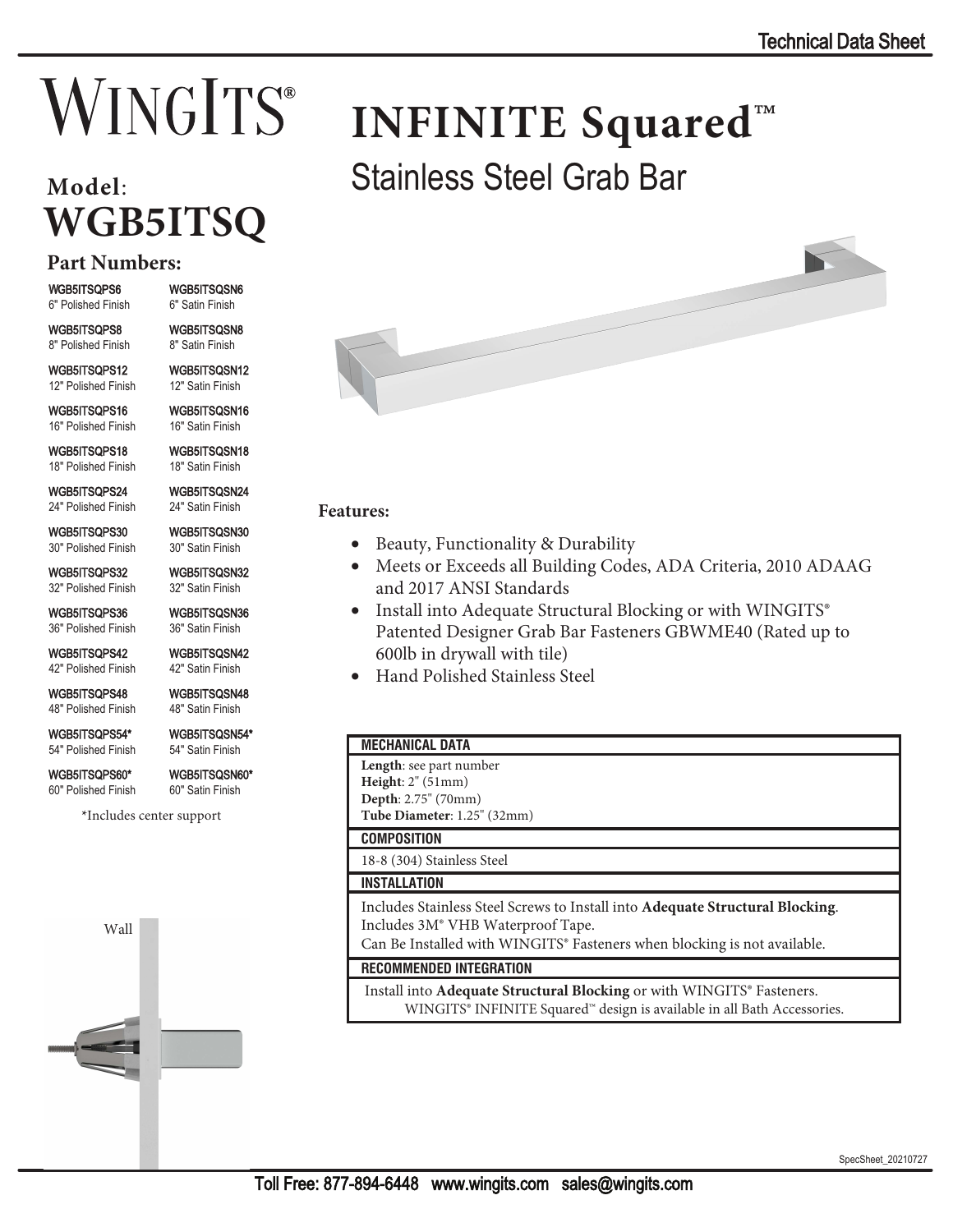Technical Data Sheet

# WINGITS®

## Model: WGB5ITSQ

# INFINITE Squared™

## Stainless Steel Grab Bar

### Part Numbers:

| Polished Finish | Satin Finish |
| --- | --- |
| WGB5ITSQPS6<br>6" Polished Finish | WGB5ITSQSN6<br>6" Satin Finish |
| WGB5ITSQPS8<br>8" Polished Finish | WGB5ITSQSN8<br>8" Satin Finish |
| WGB5ITSQPS12<br>12" Polished Finish | WGB5ITSQSN12<br>12" Satin Finish |
| WGB5ITSQPS16<br>16" Polished Finish | WGB5ITSQSN16<br>16" Satin Finish |
| WGB5ITSQPS18<br>18" Polished Finish | WGB5ITSQSN18<br>18" Satin Finish |
| WGB5ITSQPS24<br>24" Polished Finish | WGB5ITSQSN24<br>24" Satin Finish |
| WGB5ITSQPS30<br>30" Polished Finish | WGB5ITSQSN30<br>30" Satin Finish |
| WGB5ITSQPS32<br>32" Polished Finish | WGB5ITSQSN32<br>32" Satin Finish |
| WGB5ITSQPS36<br>36" Polished Finish | WGB5ITSQSN36<br>36" Satin Finish |
| WGB5ITSQPS42<br>42" Polished Finish | WGB5ITSQSN42<br>42" Satin Finish |
| WGB5ITSQPS48<br>48" Polished Finish | WGB5ITSQSN48<br>48" Satin Finish |
| WGB5ITSQPS54*<br>54" Polished Finish | WGB5ITSQSN54*<br>54" Satin Finish |
| WGB5ITSQPS60*<br>60" Polished Finish | WGB5ITSQSN60*<br>60" Satin Finish |

*Includes center support

Wall

### Features:

- Beauty, Functionality & Durability
- Meets or Exceeds all Building Codes, ADA Criteria, 2010 ADAAG and 2017 ANSI Standards
- Install into Adequate Structural Blocking or with WINGITS® Patented Designer Grab Bar Fasteners GBWME40 (Rated up to 600lb in drywall with tile)
- Hand Polished Stainless Steel

| MECHANICAL DATA |
| --- |
| **Length**: see part number<br>**Height**: 2" (51mm)<br>**Depth**: 2.75" (70mm)<br>**Tube Diameter**: 1.25" (32mm) |
| **COMPOSITION** |
| 18-8 (304) Stainless Steel |
| **INSTALLATION** |
| Includes Stainless Steel Screws to Install into **Adequate Structural Blocking**.<br>Includes 3M® VHB Waterproof Tape.<br>Can Be Installed with WINGITS® Fasteners when blocking is not available. |
| **RECOMMENDED INTEGRATION** |
| Install into **Adequate Structural Blocking** or with WINGITS® Fasteners.<br>WINGITS® INFINITE Squared™ design is available in all Bath Accessories. |

SpecSheet_20210727

Toll Free: 877-894-6448 www.wingits.com sales@wingits.com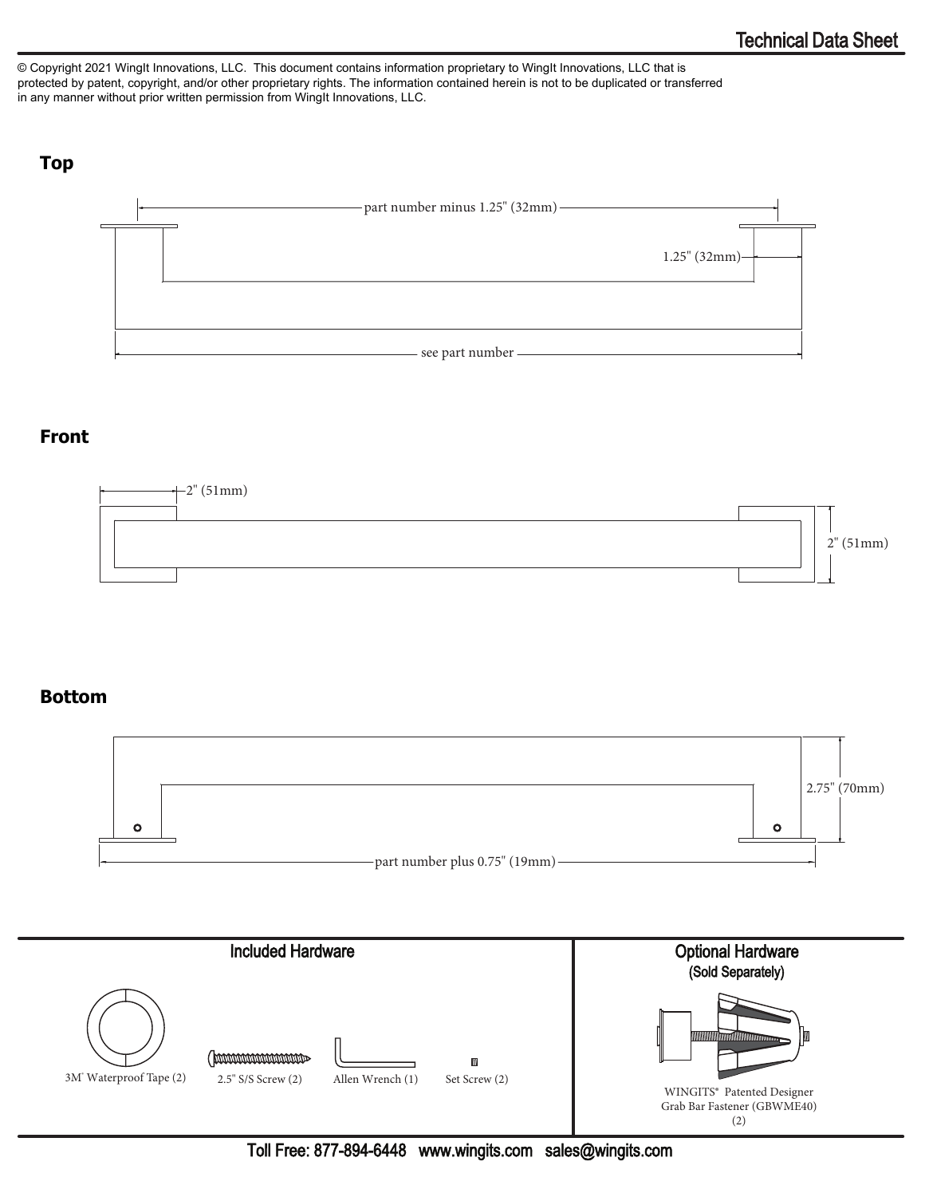# Technical Data Sheet

© Copyright 2021 WingIt Innovations, LLC. This document contains information proprietary to WingIt Innovations, LLC that is protected by patent, copyright, and/or other proprietary rights. The information contained herein is not to be duplicated or transferred in any manner without prior written permission from WingIt Innovations, LLC.

## Top

part number minus 1.25" (32mm)

1.25" (32mm)

see part number

## Front

2" (51mm)

2" (51mm)

## Bottom

2.75" (70mm)

part number plus 0.75" (19mm)

## Included Hardware

3M® Waterproof Tape (2)

2.5" S/S Screw (2)

Allen Wrench (1)

Set Screw (2)

## Optional Hardware (Sold Separately)

WINGITS® Patented Designer Grab Bar Fastener (GBWME40) (2)

Toll Free: 877-894-6448 www.wingits.com sales@wingits.com